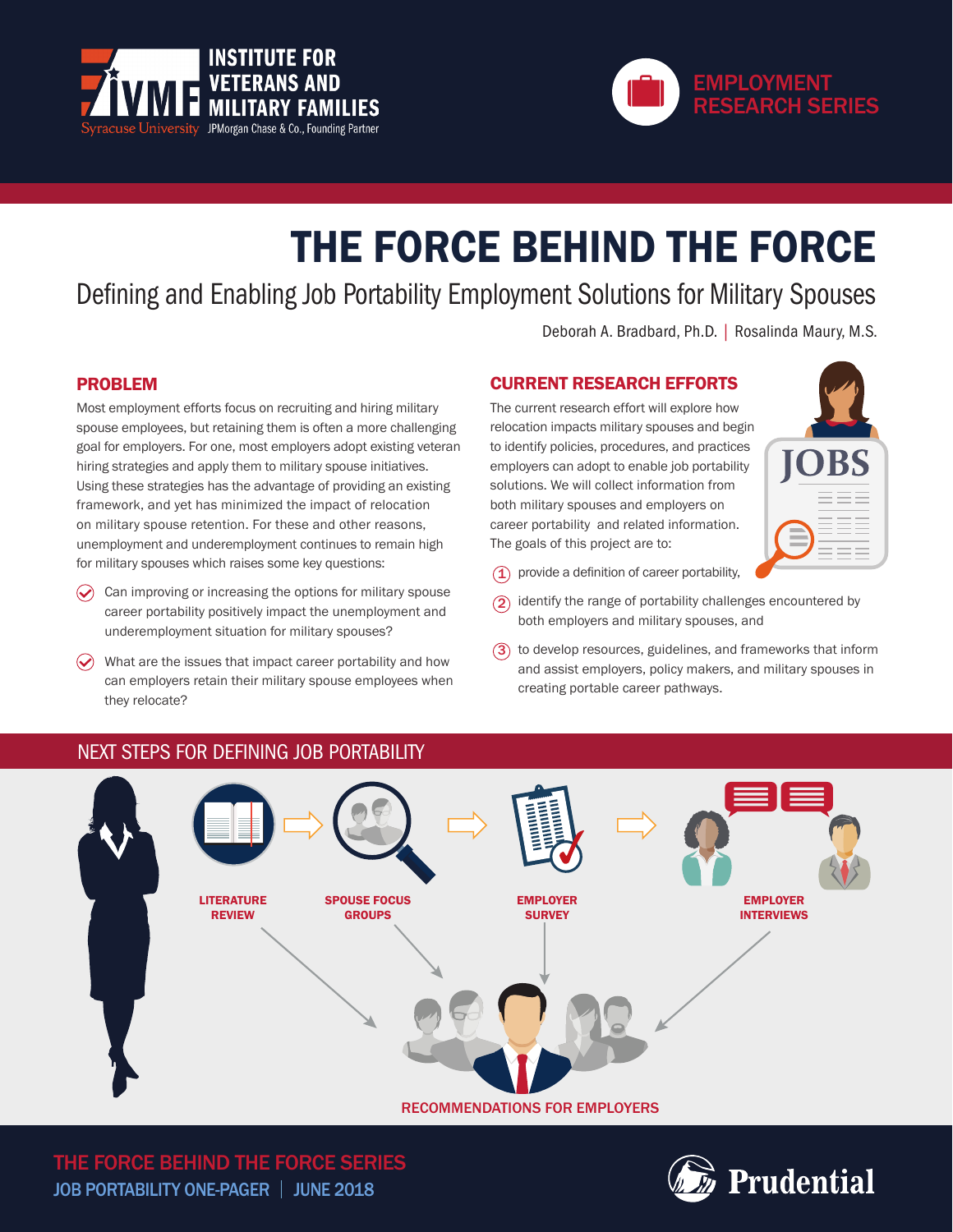INSTITUTE FOR VETERANS AND MILITARY FAMILIES

Syracuse University | JPMorgan Chase & Co., Founding Partner

EMPLOYMENT RESEARCH SERIES

# THE FORCE BEHIND THE FORCE

## Defining and Enabling Job Portability Employment Solutions for Military Spouses

Deborah A. Bradbard, Ph.D. | Rosalinda Maury, M.S.

### PROBLEM

Most employment efforts focus on recruiting and hiring military spouse employees, but retaining them is often a more challenging goal for employers. For one, most employers adopt existing veteran hiring strategies and apply them to military spouse initiatives. Using these strategies has the advantage of providing an existing framework, and yet has minimized the impact of relocation on military spouse retention. For these and other reasons, unemployment and underemployment continues to remain high for military spouses which raises some key questions:

- Can improving or increasing the options for military spouse career portability positively impact the unemployment and underemployment situation for military spouses?
- What are the issues that impact career portability and how can employers retain their military spouse employees when they relocate?

### CURRENT RESEARCH EFFORTS

The current research effort will explore how relocation impacts military spouses and begin to identify policies, procedures, and practices employers can adopt to enable job portability solutions. We will collect information from both military spouses and employers on career portability and related information. The goals of this project are to:

1. provide a definition of career portability,
2. identify the range of portability challenges encountered by both employers and military spouses, and
3. to develop resources, guidelines, and frameworks that inform and assist employers, policy makers, and military spouses in creating portable career pathways.

### NEXT STEPS FOR DEFINING JOB PORTABILITY

LITERATURE REVIEW → SPOUSE FOCUS GROUPS → EMPLOYER SURVEY → EMPLOYER INTERVIEWS

RECOMMENDATIONS FOR EMPLOYERS

THE FORCE BEHIND THE FORCE SERIES

JOB PORTABILITY ONE-PAGER | JUNE 2018

Prudential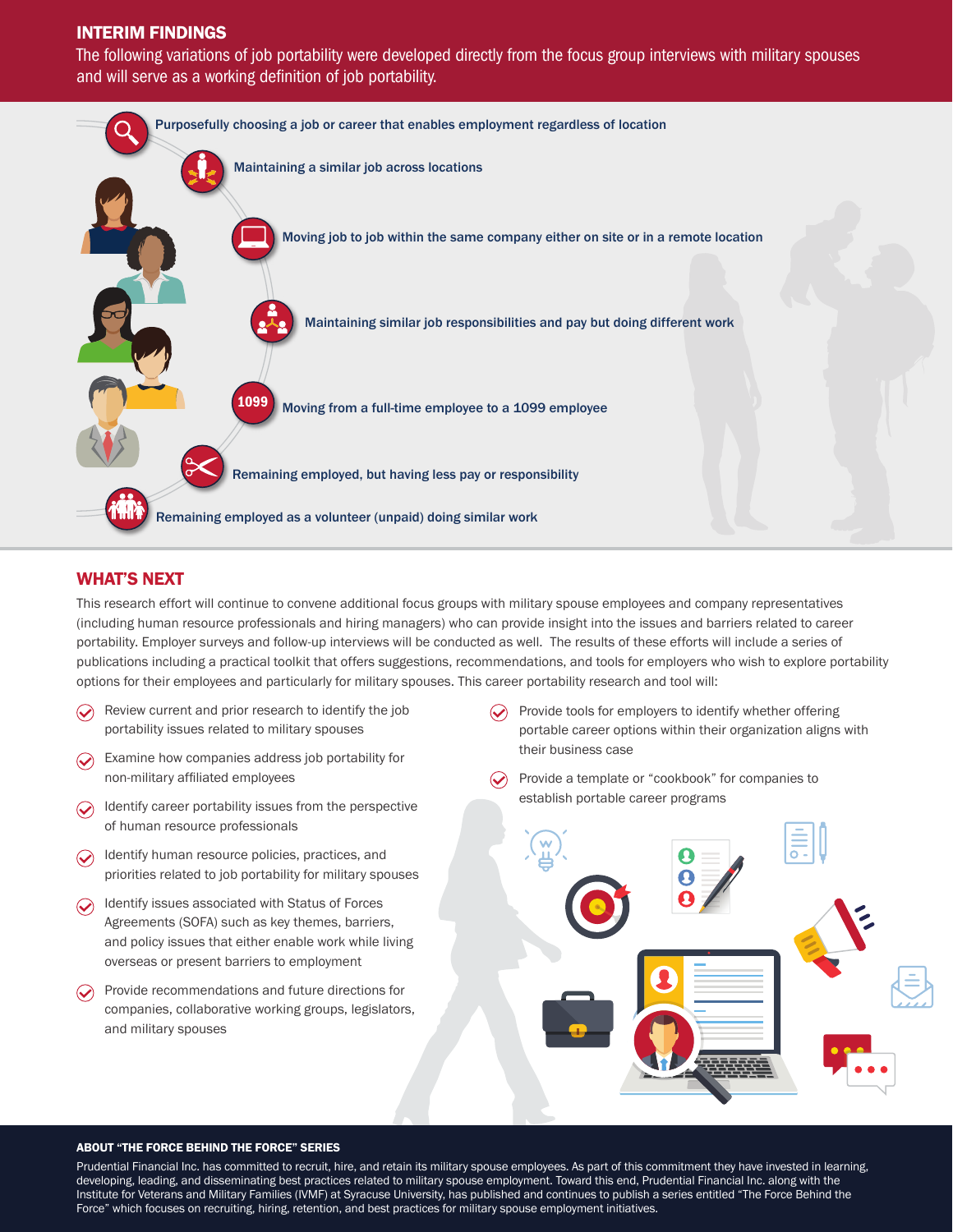## INTERIM FINDINGS

The following variations of job portability were developed directly from the focus group interviews with military spouses and will serve as a working definition of job portability.

- Purposefully choosing a job or career that enables employment regardless of location
- Maintaining a similar job across locations
- Moving job to job within the same company either on site or in a remote location
- Maintaining similar job responsibilities and pay but doing different work
- Moving from a full-time employee to a 1099 employee
- Remaining employed, but having less pay or responsibility
- Remaining employed as a volunteer (unpaid) doing similar work

## WHAT'S NEXT

This research effort will continue to convene additional focus groups with military spouse employees and company representatives (including human resource professionals and hiring managers) who can provide insight into the issues and barriers related to career portability. Employer surveys and follow-up interviews will be conducted as well. The results of these efforts will include a series of publications including a practical toolkit that offers suggestions, recommendations, and tools for employers who wish to explore portability options for their employees and particularly for military spouses. This career portability research and tool will:

- Review current and prior research to identify the job portability issues related to military spouses
- Examine how companies address job portability for non-military affiliated employees
- Identify career portability issues from the perspective of human resource professionals
- Identify human resource policies, practices, and priorities related to job portability for military spouses
- Identify issues associated with Status of Forces Agreements (SOFA) such as key themes, barriers, and policy issues that either enable work while living overseas or present barriers to employment
- Provide recommendations and future directions for companies, collaborative working groups, legislators, and military spouses
- Provide tools for employers to identify whether offering portable career options within their organization aligns with their business case
- Provide a template or "cookbook" for companies to establish portable career programs

### ABOUT "THE FORCE BEHIND THE FORCE" SERIES

Prudential Financial Inc. has committed to recruit, hire, and retain its military spouse employees. As part of this commitment they have invested in learning, developing, leading, and disseminating best practices related to military spouse employment. Toward this end, Prudential Financial Inc. along with the Institute for Veterans and Military Families (IVMF) at Syracuse University, has published and continues to publish a series entitled "The Force Behind the Force" which focuses on recruiting, hiring, retention, and best practices for military spouse employment initiatives.